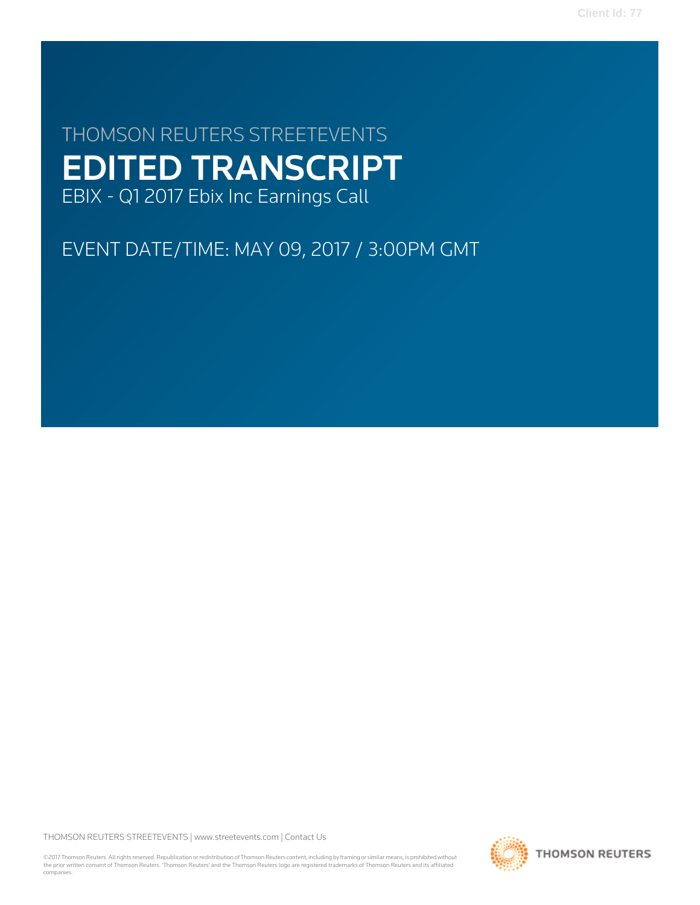THOMSON REUTERS STREETEVENTS

# EDITED TRANSCRIPT

EBIX - Q1 2017 Ebix Inc Earnings Call

EVENT DATE/TIME: MAY 09, 2017 / 3:00PM GMT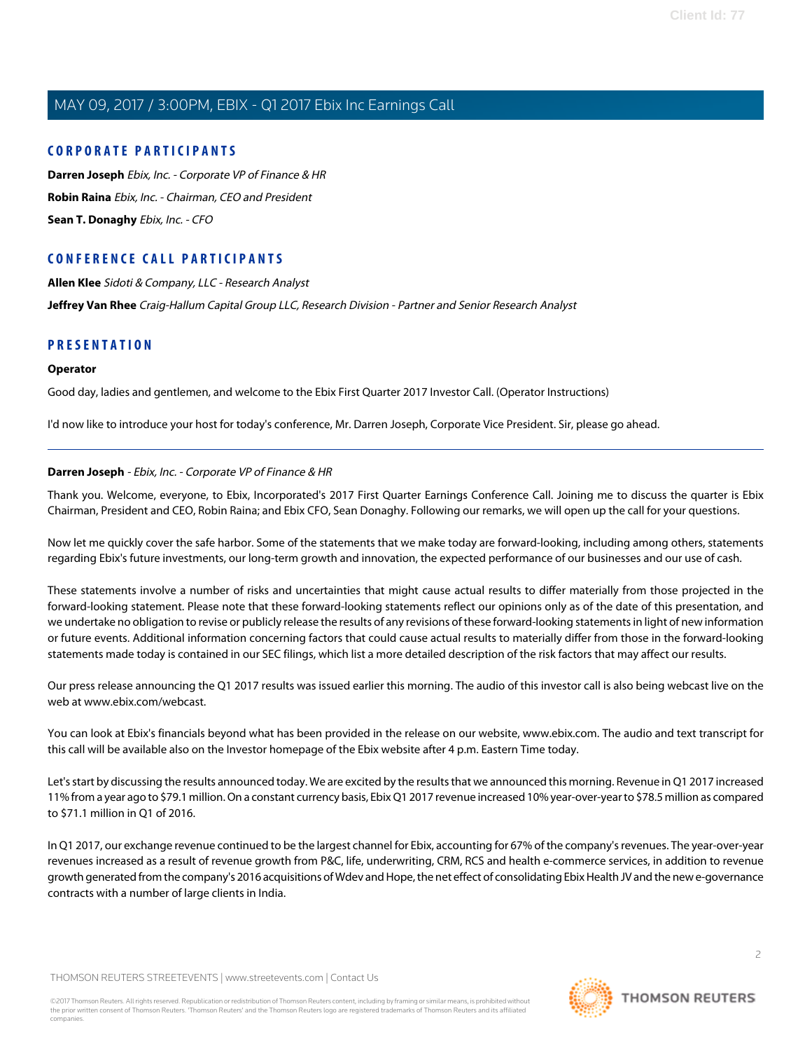## CORPORATE PARTICIPANTS

**Darren Joseph** *Ebix, Inc. - Corporate VP of Finance & HR*

**Robin Raina** *Ebix, Inc. - Chairman, CEO and President*

**Sean T. Donaghy** *Ebix, Inc. - CFO*

## CONFERENCE CALL PARTICIPANTS

**Allen Klee** *Sidoti & Company, LLC - Research Analyst*

**Jeffrey Van Rhee** *Craig-Hallum Capital Group LLC, Research Division - Partner and Senior Research Analyst*

## PRESENTATION

**Operator**

Good day, ladies and gentlemen, and welcome to the Ebix First Quarter 2017 Investor Call. (Operator Instructions)

I'd now like to introduce your host for today's conference, Mr. Darren Joseph, Corporate Vice President. Sir, please go ahead.

---

**Darren Joseph** - *Ebix, Inc. - Corporate VP of Finance & HR*

Thank you. Welcome, everyone, to Ebix, Incorporated's 2017 First Quarter Earnings Conference Call. Joining me to discuss the quarter is Ebix Chairman, President and CEO, Robin Raina; and Ebix CFO, Sean Donaghy. Following our remarks, we will open up the call for your questions.

Now let me quickly cover the safe harbor. Some of the statements that we make today are forward-looking, including among others, statements regarding Ebix's future investments, our long-term growth and innovation, the expected performance of our businesses and our use of cash.

These statements involve a number of risks and uncertainties that might cause actual results to differ materially from those projected in the forward-looking statement. Please note that these forward-looking statements reflect our opinions only as of the date of this presentation, and we undertake no obligation to revise or publicly release the results of any revisions of these forward-looking statements in light of new information or future events. Additional information concerning factors that could cause actual results to materially differ from those in the forward-looking statements made today is contained in our SEC filings, which list a more detailed description of the risk factors that may affect our results.

Our press release announcing the Q1 2017 results was issued earlier this morning. The audio of this investor call is also being webcast live on the web at www.ebix.com/webcast.

You can look at Ebix's financials beyond what has been provided in the release on our website, www.ebix.com. The audio and text transcript for this call will be available also on the Investor homepage of the Ebix website after 4 p.m. Eastern Time today.

Let's start by discussing the results announced today. We are excited by the results that we announced this morning. Revenue in Q1 2017 increased 11% from a year ago to $79.1 million. On a constant currency basis, Ebix Q1 2017 revenue increased 10% year-over-year to $78.5 million as compared to $71.1 million in Q1 of 2016.

In Q1 2017, our exchange revenue continued to be the largest channel for Ebix, accounting for 67% of the company's revenues. The year-over-year revenues increased as a result of revenue growth from P&C, life, underwriting, CRM, RCS and health e-commerce services, in addition to revenue growth generated from the company's 2016 acquisitions of Wdev and Hope, the net effect of consolidating Ebix Health JV and the new e-governance contracts with a number of large clients in India.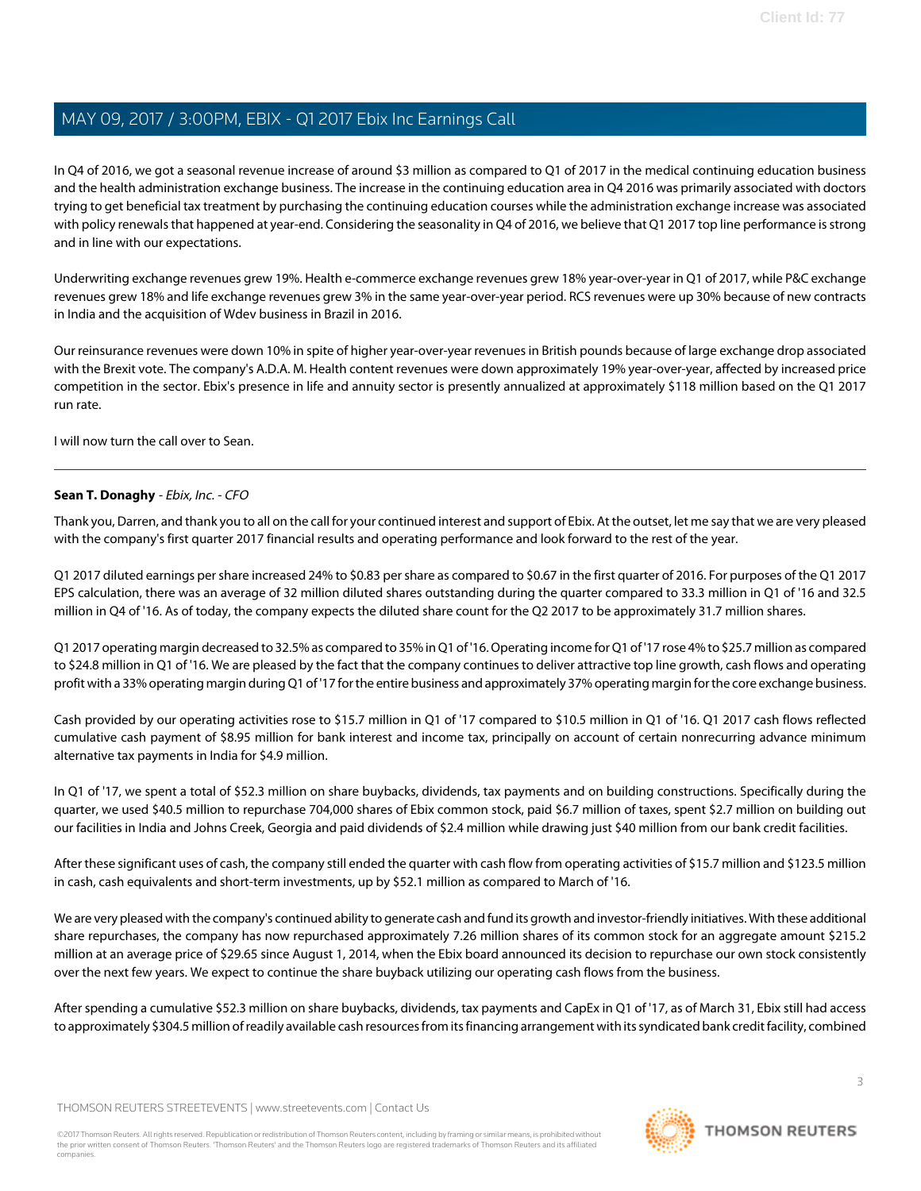In Q4 of 2016, we got a seasonal revenue increase of around $3 million as compared to Q1 of 2017 in the medical continuing education business and the health administration exchange business. The increase in the continuing education area in Q4 2016 was primarily associated with doctors trying to get beneficial tax treatment by purchasing the continuing education courses while the administration exchange increase was associated with policy renewals that happened at year-end. Considering the seasonality in Q4 of 2016, we believe that Q1 2017 top line performance is strong and in line with our expectations.

Underwriting exchange revenues grew 19%. Health e-commerce exchange revenues grew 18% year-over-year in Q1 of 2017, while P&C exchange revenues grew 18% and life exchange revenues grew 3% in the same year-over-year period. RCS revenues were up 30% because of new contracts in India and the acquisition of Wdev business in Brazil in 2016.

Our reinsurance revenues were down 10% in spite of higher year-over-year revenues in British pounds because of large exchange drop associated with the Brexit vote. The company's A.D.A. M. Health content revenues were down approximately 19% year-over-year, affected by increased price competition in the sector. Ebix's presence in life and annuity sector is presently annualized at approximately $118 million based on the Q1 2017 run rate.

I will now turn the call over to Sean.

---

**Sean T. Donaghy** - *Ebix, Inc. - CFO*

Thank you, Darren, and thank you to all on the call for your continued interest and support of Ebix. At the outset, let me say that we are very pleased with the company's first quarter 2017 financial results and operating performance and look forward to the rest of the year.

Q1 2017 diluted earnings per share increased 24% to $0.83 per share as compared to $0.67 in the first quarter of 2016. For purposes of the Q1 2017 EPS calculation, there was an average of 32 million diluted shares outstanding during the quarter compared to 33.3 million in Q1 of '16 and 32.5 million in Q4 of '16. As of today, the company expects the diluted share count for the Q2 2017 to be approximately 31.7 million shares.

Q1 2017 operating margin decreased to 32.5% as compared to 35% in Q1 of '16. Operating income for Q1 of '17 rose 4% to $25.7 million as compared to $24.8 million in Q1 of '16. We are pleased by the fact that the company continues to deliver attractive top line growth, cash flows and operating profit with a 33% operating margin during Q1 of '17 for the entire business and approximately 37% operating margin for the core exchange business.

Cash provided by our operating activities rose to $15.7 million in Q1 of '17 compared to $10.5 million in Q1 of '16. Q1 2017 cash flows reflected cumulative cash payment of $8.95 million for bank interest and income tax, principally on account of certain nonrecurring advance minimum alternative tax payments in India for $4.9 million.

In Q1 of '17, we spent a total of $52.3 million on share buybacks, dividends, tax payments and on building constructions. Specifically during the quarter, we used $40.5 million to repurchase 704,000 shares of Ebix common stock, paid $6.7 million of taxes, spent $2.7 million on building out our facilities in India and Johns Creek, Georgia and paid dividends of $2.4 million while drawing just $40 million from our bank credit facilities.

After these significant uses of cash, the company still ended the quarter with cash flow from operating activities of $15.7 million and $123.5 million in cash, cash equivalents and short-term investments, up by $52.1 million as compared to March of '16.

We are very pleased with the company's continued ability to generate cash and fund its growth and investor-friendly initiatives. With these additional share repurchases, the company has now repurchased approximately 7.26 million shares of its common stock for an aggregate amount $215.2 million at an average price of $29.65 since August 1, 2014, when the Ebix board announced its decision to repurchase our own stock consistently over the next few years. We expect to continue the share buyback utilizing our operating cash flows from the business.

After spending a cumulative $52.3 million on share buybacks, dividends, tax payments and CapEx in Q1 of '17, as of March 31, Ebix still had access to approximately $304.5 million of readily available cash resources from its financing arrangement with its syndicated bank credit facility, combined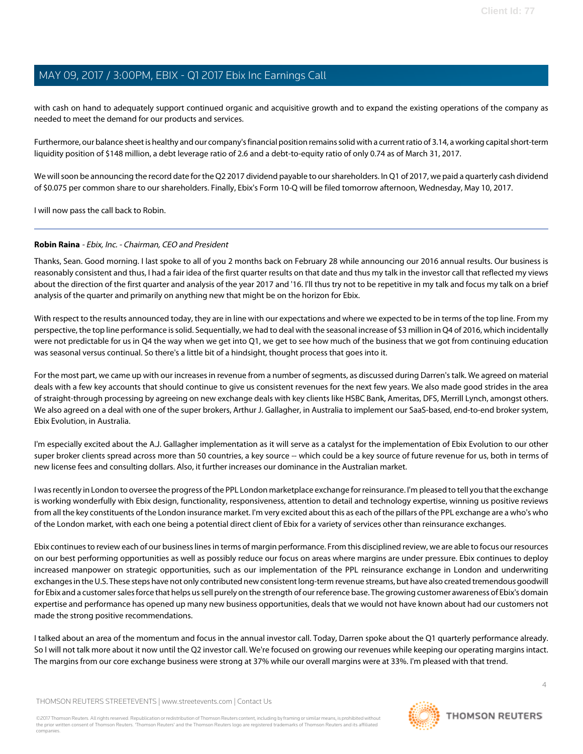with cash on hand to adequately support continued organic and acquisitive growth and to expand the existing operations of the company as needed to meet the demand for our products and services.

Furthermore, our balance sheet is healthy and our company's financial position remains solid with a current ratio of 3.14, a working capital short-term liquidity position of $148 million, a debt leverage ratio of 2.6 and a debt-to-equity ratio of only 0.74 as of March 31, 2017.

We will soon be announcing the record date for the Q2 2017 dividend payable to our shareholders. In Q1 of 2017, we paid a quarterly cash dividend of $0.075 per common share to our shareholders. Finally, Ebix's Form 10-Q will be filed tomorrow afternoon, Wednesday, May 10, 2017.

I will now pass the call back to Robin.

---

**Robin Raina** - *Ebix, Inc. - Chairman, CEO and President*

Thanks, Sean. Good morning. I last spoke to all of you 2 months back on February 28 while announcing our 2016 annual results. Our business is reasonably consistent and thus, I had a fair idea of the first quarter results on that date and thus my talk in the investor call that reflected my views about the direction of the first quarter and analysis of the year 2017 and '16. I'll thus try not to be repetitive in my talk and focus my talk on a brief analysis of the quarter and primarily on anything new that might be on the horizon for Ebix.

With respect to the results announced today, they are in line with our expectations and where we expected to be in terms of the top line. From my perspective, the top line performance is solid. Sequentially, we had to deal with the seasonal increase of $3 million in Q4 of 2016, which incidentally were not predictable for us in Q4 the way when we get into Q1, we get to see how much of the business that we got from continuing education was seasonal versus continual. So there's a little bit of a hindsight, thought process that goes into it.

For the most part, we came up with our increases in revenue from a number of segments, as discussed during Darren's talk. We agreed on material deals with a few key accounts that should continue to give us consistent revenues for the next few years. We also made good strides in the area of straight-through processing by agreeing on new exchange deals with key clients like HSBC Bank, Ameritas, DFS, Merrill Lynch, amongst others. We also agreed on a deal with one of the super brokers, Arthur J. Gallagher, in Australia to implement our SaaS-based, end-to-end broker system, Ebix Evolution, in Australia.

I'm especially excited about the A.J. Gallagher implementation as it will serve as a catalyst for the implementation of Ebix Evolution to our other super broker clients spread across more than 50 countries, a key source -- which could be a key source of future revenue for us, both in terms of new license fees and consulting dollars. Also, it further increases our dominance in the Australian market.

I was recently in London to oversee the progress of the PPL London marketplace exchange for reinsurance. I'm pleased to tell you that the exchange is working wonderfully with Ebix design, functionality, responsiveness, attention to detail and technology expertise, winning us positive reviews from all the key constituents of the London insurance market. I'm very excited about this as each of the pillars of the PPL exchange are a who's who of the London market, with each one being a potential direct client of Ebix for a variety of services other than reinsurance exchanges.

Ebix continues to review each of our business lines in terms of margin performance. From this disciplined review, we are able to focus our resources on our best performing opportunities as well as possibly reduce our focus on areas where margins are under pressure. Ebix continues to deploy increased manpower on strategic opportunities, such as our implementation of the PPL reinsurance exchange in London and underwriting exchanges in the U.S. These steps have not only contributed new consistent long-term revenue streams, but have also created tremendous goodwill for Ebix and a customer sales force that helps us sell purely on the strength of our reference base. The growing customer awareness of Ebix's domain expertise and performance has opened up many new business opportunities, deals that we would not have known about had our customers not made the strong positive recommendations.

I talked about an area of the momentum and focus in the annual investor call. Today, Darren spoke about the Q1 quarterly performance already. So I will not talk more about it now until the Q2 investor call. We're focused on growing our revenues while keeping our operating margins intact. The margins from our core exchange business were strong at 37% while our overall margins were at 33%. I'm pleased with that trend.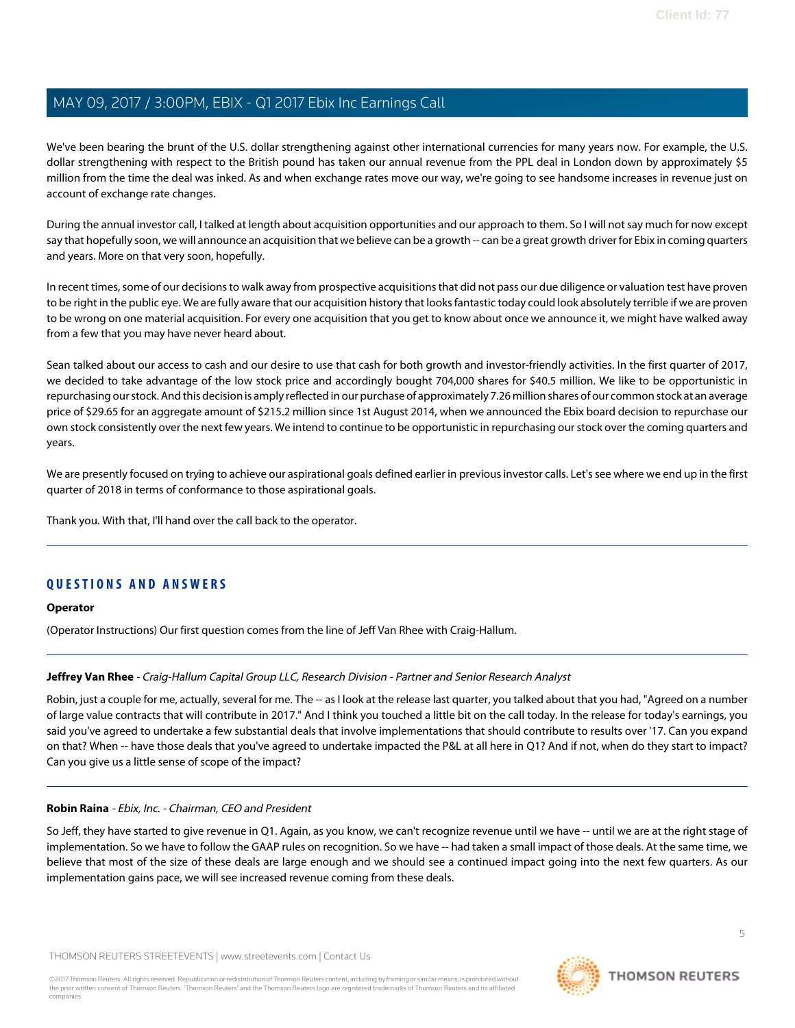We've been bearing the brunt of the U.S. dollar strengthening against other international currencies for many years now. For example, the U.S. dollar strengthening with respect to the British pound has taken our annual revenue from the PPL deal in London down by approximately $5 million from the time the deal was inked. As and when exchange rates move our way, we're going to see handsome increases in revenue just on account of exchange rate changes.

During the annual investor call, I talked at length about acquisition opportunities and our approach to them. So I will not say much for now except say that hopefully soon, we will announce an acquisition that we believe can be a growth -- can be a great growth driver for Ebix in coming quarters and years. More on that very soon, hopefully.

In recent times, some of our decisions to walk away from prospective acquisitions that did not pass our due diligence or valuation test have proven to be right in the public eye. We are fully aware that our acquisition history that looks fantastic today could look absolutely terrible if we are proven to be wrong on one material acquisition. For every one acquisition that you get to know about once we announce it, we might have walked away from a few that you may have never heard about.

Sean talked about our access to cash and our desire to use that cash for both growth and investor-friendly activities. In the first quarter of 2017, we decided to take advantage of the low stock price and accordingly bought 704,000 shares for $40.5 million. We like to be opportunistic in repurchasing our stock. And this decision is amply reflected in our purchase of approximately 7.26 million shares of our common stock at an average price of $29.65 for an aggregate amount of $215.2 million since 1st August 2014, when we announced the Ebix board decision to repurchase our own stock consistently over the next few years. We intend to continue to be opportunistic in repurchasing our stock over the coming quarters and years.

We are presently focused on trying to achieve our aspirational goals defined earlier in previous investor calls. Let's see where we end up in the first quarter of 2018 in terms of conformance to those aspirational goals.

Thank you. With that, I'll hand over the call back to the operator.

---

## QUESTIONS AND ANSWERS

**Operator**

(Operator Instructions) Our first question comes from the line of Jeff Van Rhee with Craig-Hallum.

---

**Jeffrey Van Rhee** - *Craig-Hallum Capital Group LLC, Research Division - Partner and Senior Research Analyst*

Robin, just a couple for me, actually, several for me. The -- as I look at the release last quarter, you talked about that you had, "Agreed on a number of large value contracts that will contribute in 2017." And I think you touched a little bit on the call today. In the release for today's earnings, you said you've agreed to undertake a few substantial deals that involve implementations that should contribute to results over '17. Can you expand on that? When -- have those deals that you've agreed to undertake impacted the P&L at all here in Q1? And if not, when do they start to impact? Can you give us a little sense of scope of the impact?

---

**Robin Raina** - *Ebix, Inc. - Chairman, CEO and President*

So Jeff, they have started to give revenue in Q1. Again, as you know, we can't recognize revenue until we have -- until we are at the right stage of implementation. So we have to follow the GAAP rules on recognition. So we have -- had taken a small impact of those deals. At the same time, we believe that most of the size of these deals are large enough and we should see a continued impact going into the next few quarters. As our implementation gains pace, we will see increased revenue coming from these deals.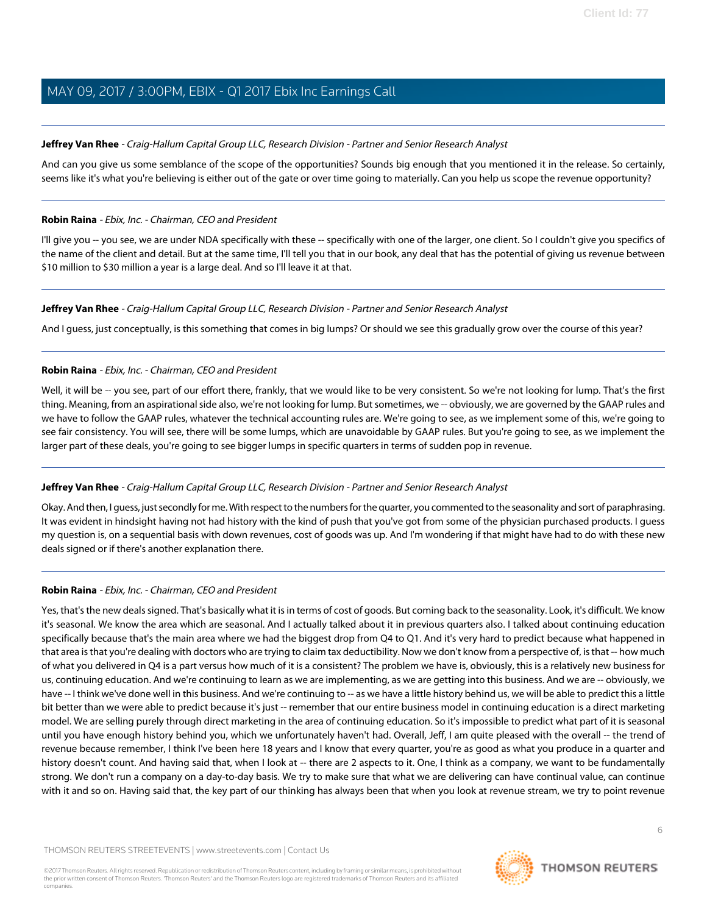**Jeffrey Van Rhee** - *Craig-Hallum Capital Group LLC, Research Division - Partner and Senior Research Analyst*

And can you give us some semblance of the scope of the opportunities? Sounds big enough that you mentioned it in the release. So certainly, seems like it's what you're believing is either out of the gate or over time going to materially. Can you help us scope the revenue opportunity?

---

**Robin Raina** - *Ebix, Inc. - Chairman, CEO and President*

I'll give you -- you see, we are under NDA specifically with these -- specifically with one of the larger, one client. So I couldn't give you specifics of the name of the client and detail. But at the same time, I'll tell you that in our book, any deal that has the potential of giving us revenue between $10 million to $30 million a year is a large deal. And so I'll leave it at that.

---

**Jeffrey Van Rhee** - *Craig-Hallum Capital Group LLC, Research Division - Partner and Senior Research Analyst*

And I guess, just conceptually, is this something that comes in big lumps? Or should we see this gradually grow over the course of this year?

---

**Robin Raina** - *Ebix, Inc. - Chairman, CEO and President*

Well, it will be -- you see, part of our effort there, frankly, that we would like to be very consistent. So we're not looking for lump. That's the first thing. Meaning, from an aspirational side also, we're not looking for lump. But sometimes, we -- obviously, we are governed by the GAAP rules and we have to follow the GAAP rules, whatever the technical accounting rules are. We're going to see, as we implement some of this, we're going to see fair consistency. You will see, there will be some lumps, which are unavoidable by GAAP rules. But you're going to see, as we implement the larger part of these deals, you're going to see bigger lumps in specific quarters in terms of sudden pop in revenue.

---

**Jeffrey Van Rhee** - *Craig-Hallum Capital Group LLC, Research Division - Partner and Senior Research Analyst*

Okay. And then, I guess, just secondly for me. With respect to the numbers for the quarter, you commented to the seasonality and sort of paraphrasing. It was evident in hindsight having not had history with the kind of push that you've got from some of the physician purchased products. I guess my question is, on a sequential basis with down revenues, cost of goods was up. And I'm wondering if that might have had to do with these new deals signed or if there's another explanation there.

---

**Robin Raina** - *Ebix, Inc. - Chairman, CEO and President*

Yes, that's the new deals signed. That's basically what it is in terms of cost of goods. But coming back to the seasonality. Look, it's difficult. We know it's seasonal. We know the area which are seasonal. And I actually talked about it in previous quarters also. I talked about continuing education specifically because that's the main area where we had the biggest drop from Q4 to Q1. And it's very hard to predict because what happened in that area is that you're dealing with doctors who are trying to claim tax deductibility. Now we don't know from a perspective of, is that -- how much of what you delivered in Q4 is a part versus how much of it is a consistent? The problem we have is, obviously, this is a relatively new business for us, continuing education. And we're continuing to learn as we are implementing, as we are getting into this business. And we are -- obviously, we have -- I think we've done well in this business. And we're continuing to -- as we have a little history behind us, we will be able to predict this a little bit better than we were able to predict because it's just -- remember that our entire business model in continuing education is a direct marketing model. We are selling purely through direct marketing in the area of continuing education. So it's impossible to predict what part of it is seasonal until you have enough history behind you, which we unfortunately haven't had. Overall, Jeff, I am quite pleased with the overall -- the trend of revenue because remember, I think I've been here 18 years and I know that every quarter, you're as good as what you produce in a quarter and history doesn't count. And having said that, when I look at -- there are 2 aspects to it. One, I think as a company, we want to be fundamentally strong. We don't run a company on a day-to-day basis. We try to make sure that what we are delivering can have continual value, can continue with it and so on. Having said that, the key part of our thinking has always been that when you look at revenue stream, we try to point revenue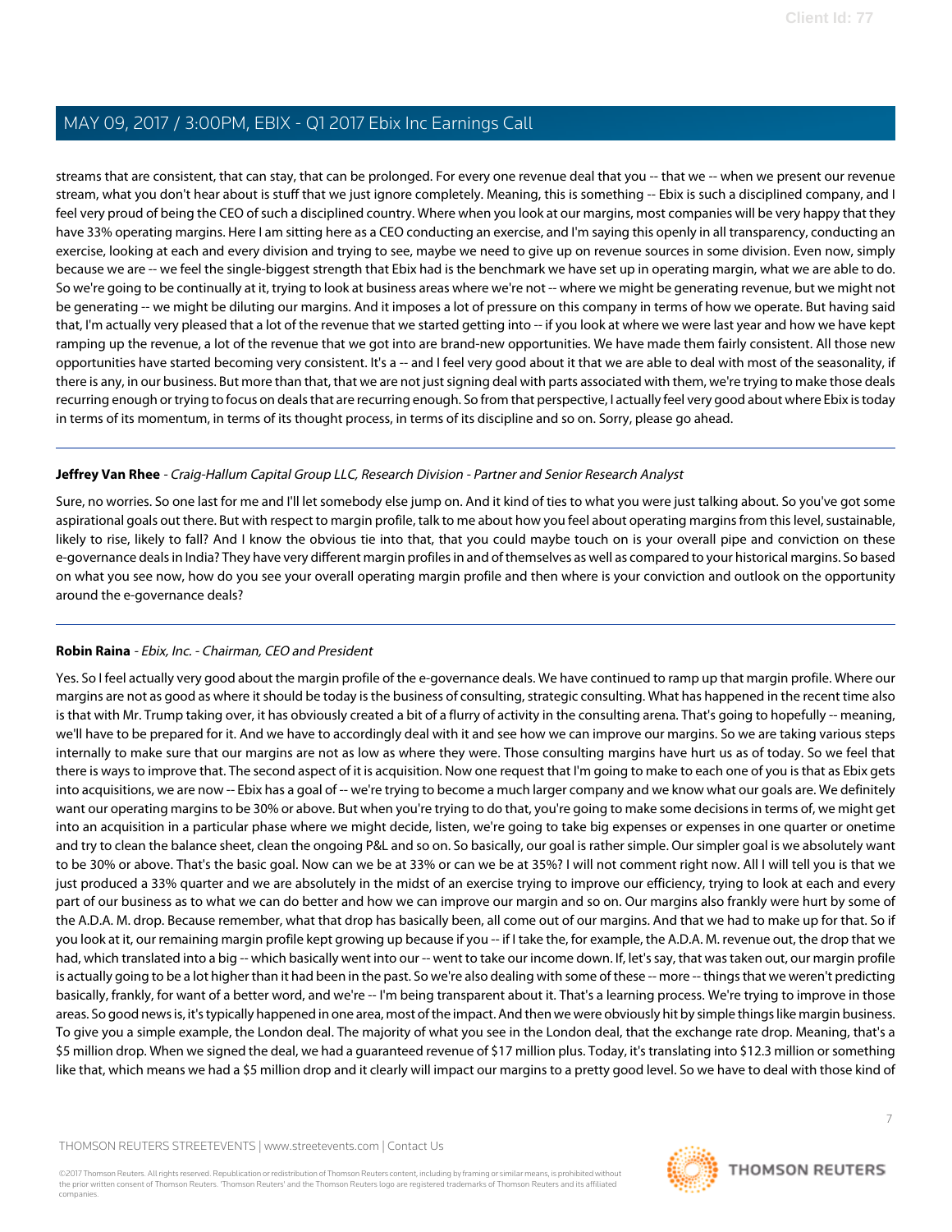streams that are consistent, that can stay, that can be prolonged. For every one revenue deal that you -- that we -- when we present our revenue stream, what you don't hear about is stuff that we just ignore completely. Meaning, this is something -- Ebix is such a disciplined company, and I feel very proud of being the CEO of such a disciplined country. Where when you look at our margins, most companies will be very happy that they have 33% operating margins. Here I am sitting here as a CEO conducting an exercise, and I'm saying this openly in all transparency, conducting an exercise, looking at each and every division and trying to see, maybe we need to give up on revenue sources in some division. Even now, simply because we are -- we feel the single-biggest strength that Ebix had is the benchmark we have set up in operating margin, what we are able to do. So we're going to be continually at it, trying to look at business areas where we're not -- where we might be generating revenue, but we might not be generating -- we might be diluting our margins. And it imposes a lot of pressure on this company in terms of how we operate. But having said that, I'm actually very pleased that a lot of the revenue that we started getting into -- if you look at where we were last year and how we have kept ramping up the revenue, a lot of the revenue that we got into are brand-new opportunities. We have made them fairly consistent. All those new opportunities have started becoming very consistent. It's a -- and I feel very good about it that we are able to deal with most of the seasonality, if there is any, in our business. But more than that, that we are not just signing deal with parts associated with them, we're trying to make those deals recurring enough or trying to focus on deals that are recurring enough. So from that perspective, I actually feel very good about where Ebix is today in terms of its momentum, in terms of its thought process, in terms of its discipline and so on. Sorry, please go ahead.

---

**Jeffrey Van Rhee** - *Craig-Hallum Capital Group LLC, Research Division - Partner and Senior Research Analyst*

Sure, no worries. So one last for me and I'll let somebody else jump on. And it kind of ties to what you were just talking about. So you've got some aspirational goals out there. But with respect to margin profile, talk to me about how you feel about operating margins from this level, sustainable, likely to rise, likely to fall? And I know the obvious tie into that, that you could maybe touch on is your overall pipe and conviction on these e-governance deals in India? They have very different margin profiles in and of themselves as well as compared to your historical margins. So based on what you see now, how do you see your overall operating margin profile and then where is your conviction and outlook on the opportunity around the e-governance deals?

---

**Robin Raina** - *Ebix, Inc. - Chairman, CEO and President*

Yes. So I feel actually very good about the margin profile of the e-governance deals. We have continued to ramp up that margin profile. Where our margins are not as good as where it should be today is the business of consulting, strategic consulting. What has happened in the recent time also is that with Mr. Trump taking over, it has obviously created a bit of a flurry of activity in the consulting arena. That's going to hopefully -- meaning, we'll have to be prepared for it. And we have to accordingly deal with it and see how we can improve our margins. So we are taking various steps internally to make sure that our margins are not as low as where they were. Those consulting margins have hurt us as of today. So we feel that there is ways to improve that. The second aspect of it is acquisition. Now one request that I'm going to make to each one of you is that as Ebix gets into acquisitions, we are now -- Ebix has a goal of -- we're trying to become a much larger company and we know what our goals are. We definitely want our operating margins to be 30% or above. But when you're trying to do that, you're going to make some decisions in terms of, we might get into an acquisition in a particular phase where we might decide, listen, we're going to take big expenses or expenses in one quarter or onetime and try to clean the balance sheet, clean the ongoing P&L and so on. So basically, our goal is rather simple. Our simpler goal is we absolutely want to be 30% or above. That's the basic goal. Now can we be at 33% or can we be at 35%? I will not comment right now. All I will tell you is that we just produced a 33% quarter and we are absolutely in the midst of an exercise trying to improve our efficiency, trying to look at each and every part of our business as to what we can do better and how we can improve our margin and so on. Our margins also frankly were hurt by some of the A.D.A. M. drop. Because remember, what that drop has basically been, all come out of our margins. And that we had to make up for that. So if you look at it, our remaining margin profile kept growing up because if you -- if I take the, for example, the A.D.A. M. revenue out, the drop that we had, which translated into a big -- which basically went into our -- went to take our income down. If, let's say, that was taken out, our margin profile is actually going to be a lot higher than it had been in the past. So we're also dealing with some of these -- more -- things that we weren't predicting basically, frankly, for want of a better word, and we're -- I'm being transparent about it. That's a learning process. We're trying to improve in those areas. So good news is, it's typically happened in one area, most of the impact. And then we were obviously hit by simple things like margin business. To give you a simple example, the London deal. The majority of what you see in the London deal, that the exchange rate drop. Meaning, that's a $5 million drop. When we signed the deal, we had a guaranteed revenue of $17 million plus. Today, it's translating into $12.3 million or something like that, which means we had a $5 million drop and it clearly will impact our margins to a pretty good level. So we have to deal with those kind of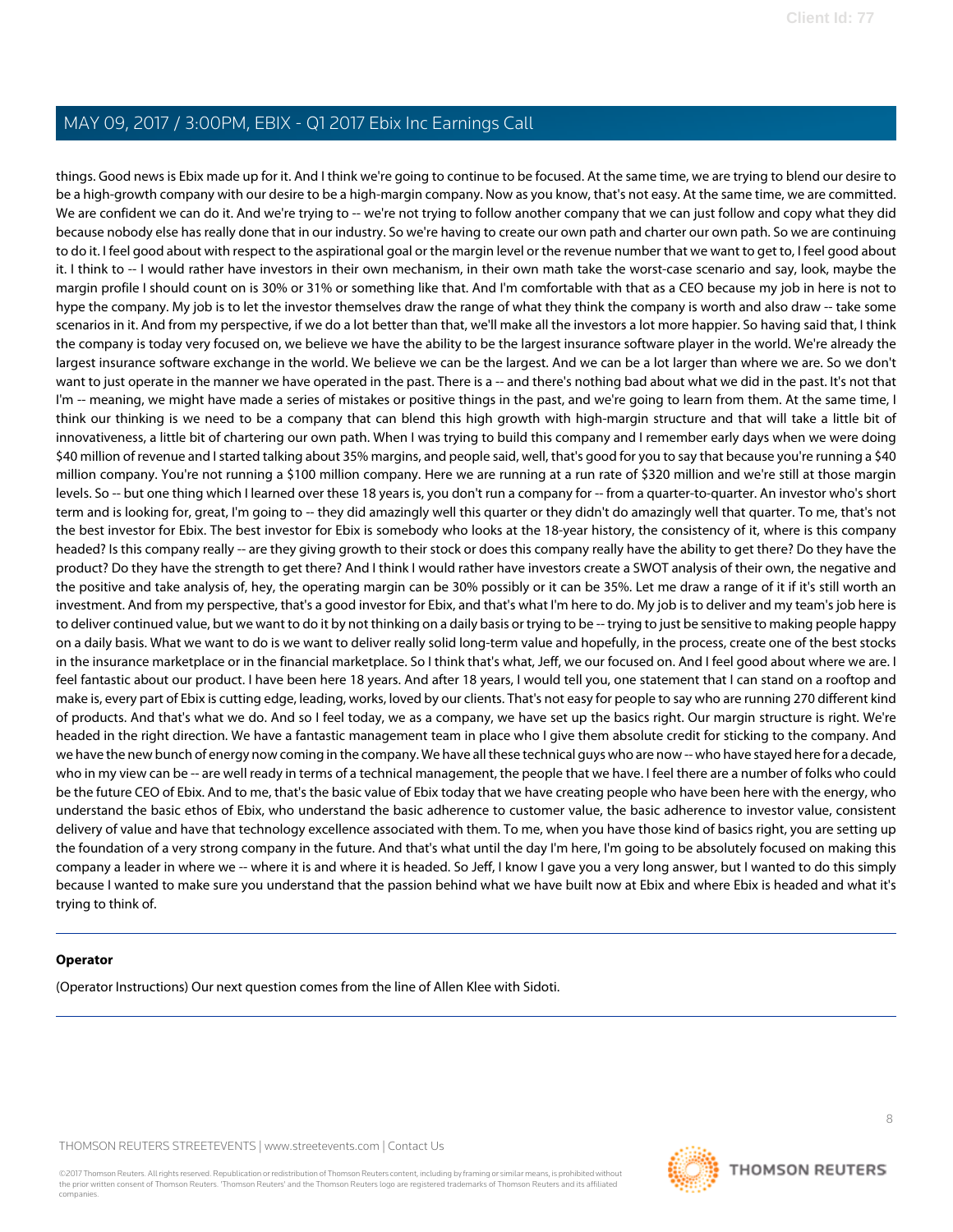things. Good news is Ebix made up for it. And I think we're going to continue to be focused. At the same time, we are trying to blend our desire to be a high-growth company with our desire to be a high-margin company. Now as you know, that's not easy. At the same time, we are committed. We are confident we can do it. And we're trying to -- we're not trying to follow another company that we can just follow and copy what they did because nobody else has really done that in our industry. So we're having to create our own path and charter our own path. So we are continuing to do it. I feel good about with respect to the aspirational goal or the margin level or the revenue number that we want to get to, I feel good about it. I think to -- I would rather have investors in their own mechanism, in their own math take the worst-case scenario and say, look, maybe the margin profile I should count on is 30% or 31% or something like that. And I'm comfortable with that as a CEO because my job in here is not to hype the company. My job is to let the investor themselves draw the range of what they think the company is worth and also draw -- take some scenarios in it. And from my perspective, if we do a lot better than that, we'll make all the investors a lot more happier. So having said that, I think the company is today very focused on, we believe we have the ability to be the largest insurance software player in the world. We're already the largest insurance software exchange in the world. We believe we can be the largest. And we can be a lot larger than where we are. So we don't want to just operate in the manner we have operated in the past. There is a -- and there's nothing bad about what we did in the past. It's not that I'm -- meaning, we might have made a series of mistakes or positive things in the past, and we're going to learn from them. At the same time, I think our thinking is we need to be a company that can blend this high growth with high-margin structure and that will take a little bit of innovativeness, a little bit of chartering our own path. When I was trying to build this company and I remember early days when we were doing $40 million of revenue and I started talking about 35% margins, and people said, well, that's good for you to say that because you're running a $40 million company. You're not running a $100 million company. Here we are running at a run rate of $320 million and we're still at those margin levels. So -- but one thing which I learned over these 18 years is, you don't run a company for -- from a quarter-to-quarter. An investor who's short term and is looking for, great, I'm going to -- they did amazingly well this quarter or they didn't do amazingly well that quarter. To me, that's not the best investor for Ebix. The best investor for Ebix is somebody who looks at the 18-year history, the consistency of it, where is this company headed? Is this company really -- are they giving growth to their stock or does this company really have the ability to get there? Do they have the product? Do they have the strength to get there? And I think I would rather have investors create a SWOT analysis of their own, the negative and the positive and take analysis of, hey, the operating margin can be 30% possibly or it can be 35%. Let me draw a range of it if it's still worth an investment. And from my perspective, that's a good investor for Ebix, and that's what I'm here to do. My job is to deliver and my team's job here is to deliver continued value, but we want to do it by not thinking on a daily basis or trying to be -- trying to just be sensitive to making people happy on a daily basis. What we want to do is we want to deliver really solid long-term value and hopefully, in the process, create one of the best stocks in the insurance marketplace or in the financial marketplace. So I think that's what, Jeff, we our focused on. And I feel good about where we are. I feel fantastic about our product. I have been here 18 years. And after 18 years, I would tell you, one statement that I can stand on a rooftop and make is, every part of Ebix is cutting edge, leading, works, loved by our clients. That's not easy for people to say who are running 270 different kind of products. And that's what we do. And so I feel today, we as a company, we have set up the basics right. Our margin structure is right. We're headed in the right direction. We have a fantastic management team in place who I give them absolute credit for sticking to the company. And we have the new bunch of energy now coming in the company. We have all these technical guys who are now -- who have stayed here for a decade, who in my view can be -- are well ready in terms of a technical management, the people that we have. I feel there are a number of folks who could be the future CEO of Ebix. And to me, that's the basic value of Ebix today that we have creating people who have been here with the energy, who understand the basic ethos of Ebix, who understand the basic adherence to customer value, the basic adherence to investor value, consistent delivery of value and have that technology excellence associated with them. To me, when you have those kind of basics right, you are setting up the foundation of a very strong company in the future. And that's what until the day I'm here, I'm going to be absolutely focused on making this company a leader in where we -- where it is and where it is headed. So Jeff, I know I gave you a very long answer, but I wanted to do this simply because I wanted to make sure you understand that the passion behind what we have built now at Ebix and where Ebix is headed and what it's trying to think of.

---

**Operator**

(Operator Instructions) Our next question comes from the line of Allen Klee with Sidoti.

---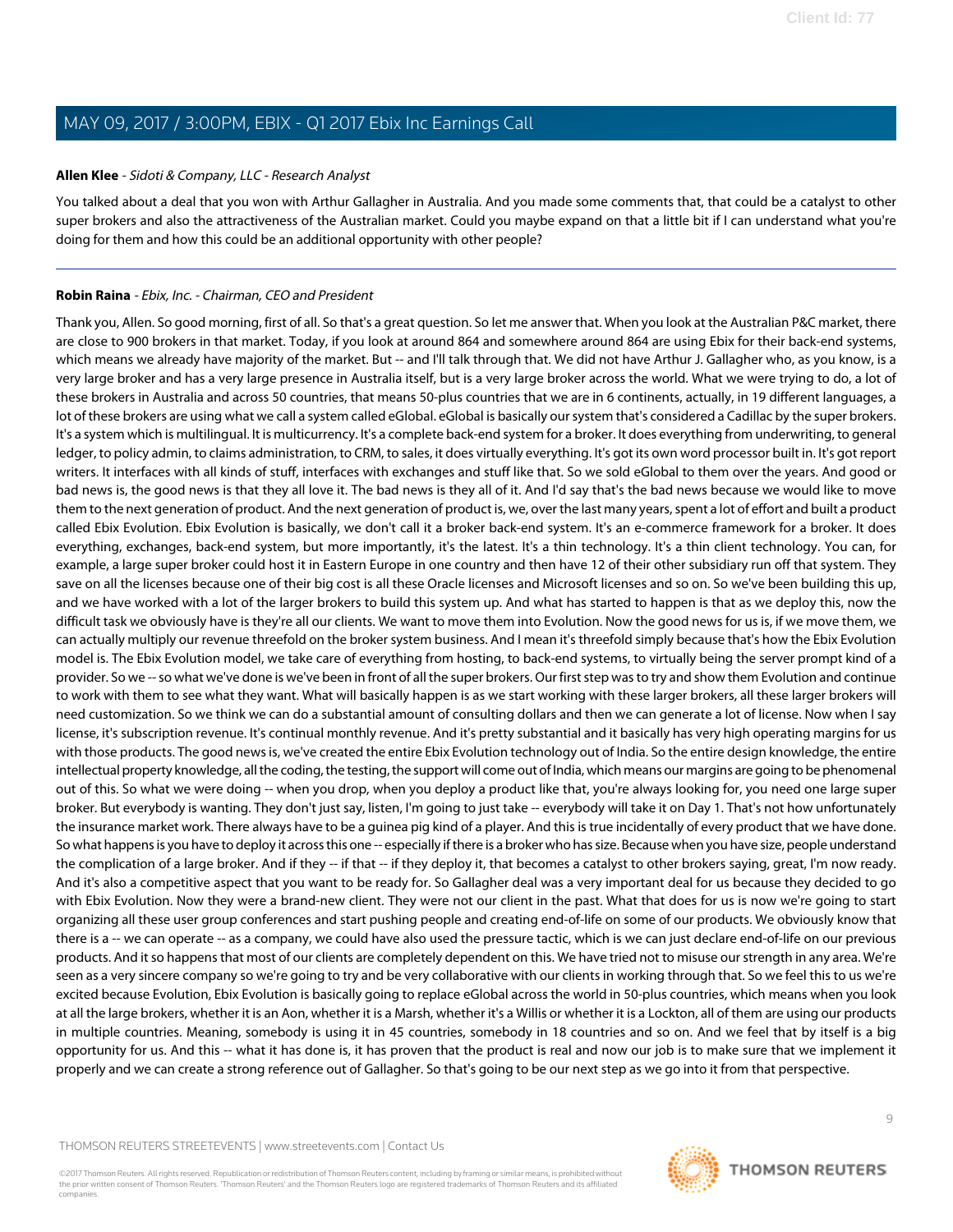**Allen Klee** - *Sidoti & Company, LLC - Research Analyst*

You talked about a deal that you won with Arthur Gallagher in Australia. And you made some comments that, that could be a catalyst to other super brokers and also the attractiveness of the Australian market. Could you maybe expand on that a little bit if I can understand what you're doing for them and how this could be an additional opportunity with other people?

---

**Robin Raina** - *Ebix, Inc. - Chairman, CEO and President*

Thank you, Allen. So good morning, first of all. So that's a great question. So let me answer that. When you look at the Australian P&C market, there are close to 900 brokers in that market. Today, if you look at around 864 and somewhere around 864 are using Ebix for their back-end systems, which means we already have majority of the market. But -- and I'll talk through that. We did not have Arthur J. Gallagher who, as you know, is a very large broker and has a very large presence in Australia itself, but is a very large broker across the world. What we were trying to do, a lot of these brokers in Australia and across 50 countries, that means 50-plus countries that we are in 6 continents, actually, in 19 different languages, a lot of these brokers are using what we call a system called eGlobal. eGlobal is basically our system that's considered a Cadillac by the super brokers. It's a system which is multilingual. It is multicurrency. It's a complete back-end system for a broker. It does everything from underwriting, to general ledger, to policy admin, to claims administration, to CRM, to sales, it does virtually everything. It's got its own word processor built in. It's got report writers. It interfaces with all kinds of stuff, interfaces with exchanges and stuff like that. So we sold eGlobal to them over the years. And good or bad news is, the good news is that they all love it. The bad news is they all of it. And I'd say that's the bad news because we would like to move them to the next generation of product. And the next generation of product is, we, over the last many years, spent a lot of effort and built a product called Ebix Evolution. Ebix Evolution is basically, we don't call it a broker back-end system. It's an e-commerce framework for a broker. It does everything, exchanges, back-end system, but more importantly, it's the latest. It's a thin technology. It's a thin client technology. You can, for example, a large super broker could host it in Eastern Europe in one country and then have 12 of their other subsidiary run off that system. They save on all the licenses because one of their big cost is all these Oracle licenses and Microsoft licenses and so on. So we've been building this up, and we have worked with a lot of the larger brokers to build this system up. And what has started to happen is that as we deploy this, now the difficult task we obviously have is they're all our clients. We want to move them into Evolution. Now the good news for us is, if we move them, we can actually multiply our revenue threefold on the broker system business. And I mean it's threefold simply because that's how the Ebix Evolution model is. The Ebix Evolution model, we take care of everything from hosting, to back-end systems, to virtually being the server prompt kind of a provider. So we -- so what we've done is we've been in front of all the super brokers. Our first step was to try and show them Evolution and continue to work with them to see what they want. What will basically happen is as we start working with these larger brokers, all these larger brokers will need customization. So we think we can do a substantial amount of consulting dollars and then we can generate a lot of license. Now when I say license, it's subscription revenue. It's continual monthly revenue. And it's pretty substantial and it basically has very high operating margins for us with those products. The good news is, we've created the entire Ebix Evolution technology out of India. So the entire design knowledge, the entire intellectual property knowledge, all the coding, the testing, the support will come out of India, which means our margins are going to be phenomenal out of this. So what we were doing -- when you drop, when you deploy a product like that, you're always looking for, you need one large super broker. But everybody is wanting. They don't just say, listen, I'm going to just take -- everybody will take it on Day 1. That's not how unfortunately the insurance market work. There always have to be a guinea pig kind of a player. And this is true incidentally of every product that we have done. So what happens is you have to deploy it across this one -- especially if there is a broker who has size. Because when you have size, people understand the complication of a large broker. And if they -- if that -- if they deploy it, that becomes a catalyst to other brokers saying, great, I'm now ready. And it's also a competitive aspect that you want to be ready for. So Gallagher deal was a very important deal for us because they decided to go with Ebix Evolution. Now they were a brand-new client. They were not our client in the past. What that does for us is now we're going to start organizing all these user group conferences and start pushing people and creating end-of-life on some of our products. We obviously know that there is a -- we can operate -- as a company, we could have also used the pressure tactic, which is we can just declare end-of-life on our previous products. And it so happens that most of our clients are completely dependent on this. We have tried not to misuse our strength in any area. We're seen as a very sincere company so we're going to try and be very collaborative with our clients in working through that. So we feel this to us we're excited because Evolution, Ebix Evolution is basically going to replace eGlobal across the world in 50-plus countries, which means when you look at all the large brokers, whether it is an Aon, whether it is a Marsh, whether it's a Willis or whether it is a Lockton, all of them are using our products in multiple countries. Meaning, somebody is using it in 45 countries, somebody in 18 countries and so on. And we feel that by itself is a big opportunity for us. And this -- what it has done is, it has proven that the product is real and now our job is to make sure that we implement it properly and we can create a strong reference out of Gallagher. So that's going to be our next step as we go into it from that perspective.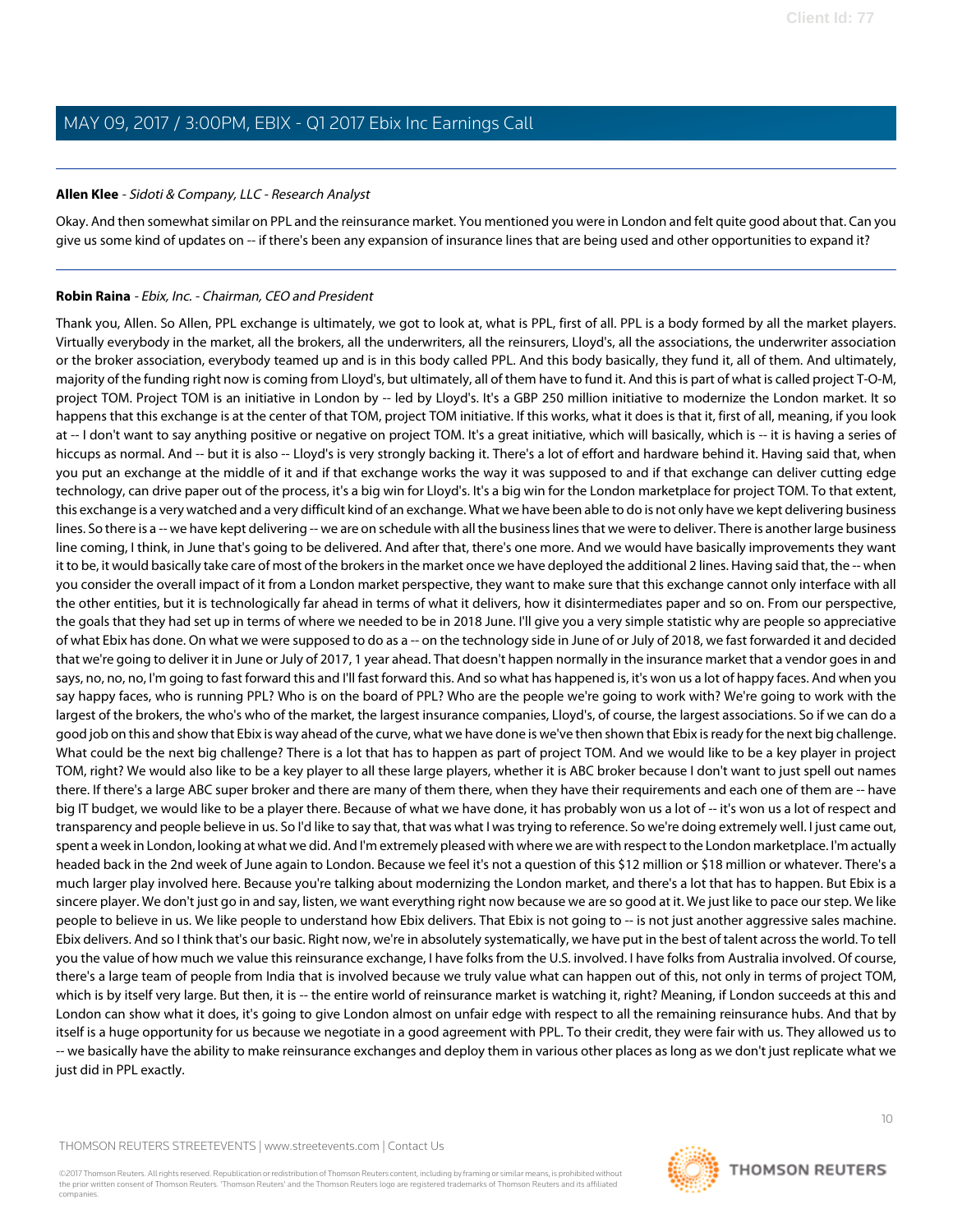**Allen Klee** - *Sidoti & Company, LLC - Research Analyst*

Okay. And then somewhat similar on PPL and the reinsurance market. You mentioned you were in London and felt quite good about that. Can you give us some kind of updates on -- if there's been any expansion of insurance lines that are being used and other opportunities to expand it?

**Robin Raina** - *Ebix, Inc. - Chairman, CEO and President*

Thank you, Allen. So Allen, PPL exchange is ultimately, we got to look at, what is PPL, first of all. PPL is a body formed by all the market players. Virtually everybody in the market, all the brokers, all the underwriters, all the reinsurers, Lloyd's, all the associations, the underwriter association or the broker association, everybody teamed up and is in this body called PPL. And this body basically, they fund it, all of them. And ultimately, majority of the funding right now is coming from Lloyd's, but ultimately, all of them have to fund it. And this is part of what is called project T-O-M, project TOM. Project TOM is an initiative in London by -- led by Lloyd's. It's a GBP 250 million initiative to modernize the London market. It so happens that this exchange is at the center of that TOM, project TOM initiative. If this works, what it does is that it, first of all, meaning, if you look at -- I don't want to say anything positive or negative on project TOM. It's a great initiative, which will basically, which is -- it is having a series of hiccups as normal. And -- but it is also -- Lloyd's is very strongly backing it. There's a lot of effort and hardware behind it. Having said that, when you put an exchange at the middle of it and if that exchange works the way it was supposed to and if that exchange can deliver cutting edge technology, can drive paper out of the process, it's a big win for Lloyd's. It's a big win for the London marketplace for project TOM. To that extent, this exchange is a very watched and a very difficult kind of an exchange. What we have been able to do is not only have we kept delivering business lines. So there is a -- we have kept delivering -- we are on schedule with all the business lines that we were to deliver. There is another large business line coming, I think, in June that's going to be delivered. And after that, there's one more. And we would have basically improvements they want it to be, it would basically take care of most of the brokers in the market once we have deployed the additional 2 lines. Having said that, the -- when you consider the overall impact of it from a London market perspective, they want to make sure that this exchange cannot only interface with all the other entities, but it is technologically far ahead in terms of what it delivers, how it disintermediates paper and so on. From our perspective, the goals that they had set up in terms of where we needed to be in 2018 June. I'll give you a very simple statistic why are people so appreciative of what Ebix has done. On what we were supposed to do as a -- on the technology side in June of or July of 2018, we fast forwarded it and decided that we're going to deliver it in June or July of 2017, 1 year ahead. That doesn't happen normally in the insurance market that a vendor goes in and says, no, no, no, I'm going to fast forward this and I'll fast forward this. And so what has happened is, it's won us a lot of happy faces. And when you say happy faces, who is running PPL? Who is on the board of PPL? Who are the people we're going to work with? We're going to work with the largest of the brokers, the who's who of the market, the largest insurance companies, Lloyd's, of course, the largest associations. So if we can do a good job on this and show that Ebix is way ahead of the curve, what we have done is we've then shown that Ebix is ready for the next big challenge. What could be the next big challenge? There is a lot that has to happen as part of project TOM. And we would like to be a key player in project TOM, right? We would also like to be a key player to all these large players, whether it is ABC broker because I don't want to just spell out names there. If there's a large ABC super broker and there are many of them there, when they have their requirements and each one of them are -- have big IT budget, we would like to be a player there. Because of what we have done, it has probably won us a lot of -- it's won us a lot of respect and transparency and people believe in us. So I'd like to say that, that was what I was trying to reference. So we're doing extremely well. I just came out, spent a week in London, looking at what we did. And I'm extremely pleased with where we are with respect to the London marketplace. I'm actually headed back in the 2nd week of June again to London. Because we feel it's not a question of this $12 million or $18 million or whatever. There's a much larger play involved here. Because you're talking about modernizing the London market, and there's a lot that has to happen. But Ebix is a sincere player. We don't just go in and say, listen, we want everything right now because we are so good at it. We just like to pace our step. We like people to believe in us. We like people to understand how Ebix delivers. That Ebix is not going to -- is not just another aggressive sales machine. Ebix delivers. And so I think that's our basic. Right now, we're in absolutely systematically, we have put in the best of talent across the world. To tell you the value of how much we value this reinsurance exchange, I have folks from the U.S. involved. I have folks from Australia involved. Of course, there's a large team of people from India that is involved because we truly value what can happen out of this, not only in terms of project TOM, which is by itself very large. But then, it is -- the entire world of reinsurance market is watching it, right? Meaning, if London succeeds at this and London can show what it does, it's going to give London almost on unfair edge with respect to all the remaining reinsurance hubs. And that by itself is a huge opportunity for us because we negotiate in a good agreement with PPL. To their credit, they were fair with us. They allowed us to -- we basically have the ability to make reinsurance exchanges and deploy them in various other places as long as we don't just replicate what we just did in PPL exactly.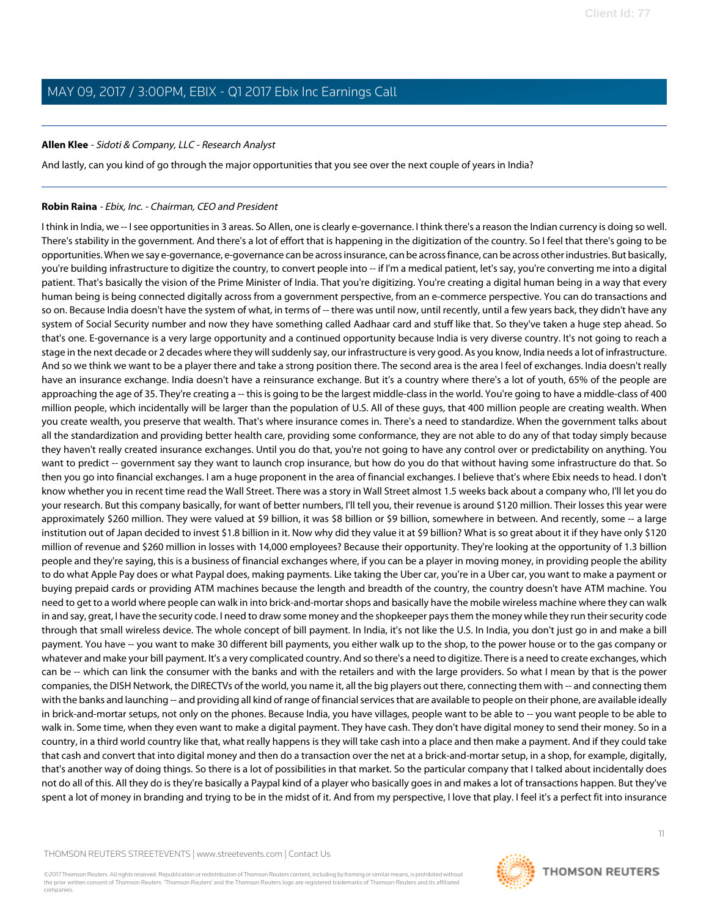**Allen Klee** - *Sidoti & Company, LLC - Research Analyst*

And lastly, can you kind of go through the major opportunities that you see over the next couple of years in India?

---

**Robin Raina** - *Ebix, Inc. - Chairman, CEO and President*

I think in India, we -- I see opportunities in 3 areas. So Allen, one is clearly e-governance. I think there's a reason the Indian currency is doing so well. There's stability in the government. And there's a lot of effort that is happening in the digitization of the country. So I feel that there's going to be opportunities. When we say e-governance, e-governance can be across insurance, can be across finance, can be across other industries. But basically, you're building infrastructure to digitize the country, to convert people into -- if I'm a medical patient, let's say, you're converting me into a digital patient. That's basically the vision of the Prime Minister of India. That you're digitizing. You're creating a digital human being in a way that every human being is being connected digitally across from a government perspective, from an e-commerce perspective. You can do transactions and so on. Because India doesn't have the system of what, in terms of -- there was until now, until recently, until a few years back, they didn't have any system of Social Security number and now they have something called Aadhaar card and stuff like that. So they've taken a huge step ahead. So that's one. E-governance is a very large opportunity and a continued opportunity because India is very diverse country. It's not going to reach a stage in the next decade or 2 decades where they will suddenly say, our infrastructure is very good. As you know, India needs a lot of infrastructure. And so we think we want to be a player there and take a strong position there. The second area is the area I feel of exchanges. India doesn't really have an insurance exchange. India doesn't have a reinsurance exchange. But it's a country where there's a lot of youth, 65% of the people are approaching the age of 35. They're creating a -- this is going to be the largest middle-class in the world. You're going to have a middle-class of 400 million people, which incidentally will be larger than the population of U.S. All of these guys, that 400 million people are creating wealth. When you create wealth, you preserve that wealth. That's where insurance comes in. There's a need to standardize. When the government talks about all the standardization and providing better health care, providing some conformance, they are not able to do any of that today simply because they haven't really created insurance exchanges. Until you do that, you're not going to have any control over or predictability on anything. You want to predict -- government say they want to launch crop insurance, but how do you do that without having some infrastructure do that. So then you go into financial exchanges. I am a huge proponent in the area of financial exchanges. I believe that's where Ebix needs to head. I don't know whether you in recent time read the Wall Street. There was a story in Wall Street almost 1.5 weeks back about a company who, I'll let you do your research. But this company basically, for want of better numbers, I'll tell you, their revenue is around $120 million. Their losses this year were approximately $260 million. They were valued at $9 billion, it was $8 billion or $9 billion, somewhere in between. And recently, some -- a large institution out of Japan decided to invest $1.8 billion in it. Now why did they value it at $9 billion? What is so great about it if they have only $120 million of revenue and $260 million in losses with 14,000 employees? Because their opportunity. They're looking at the opportunity of 1.3 billion people and they're saying, this is a business of financial exchanges where, if you can be a player in moving money, in providing people the ability to do what Apple Pay does or what Paypal does, making payments. Like taking the Uber car, you're in a Uber car, you want to make a payment or buying prepaid cards or providing ATM machines because the length and breadth of the country, the country doesn't have ATM machine. You need to get to a world where people can walk in into brick-and-mortar shops and basically have the mobile wireless machine where they can walk in and say, great, I have the security code. I need to draw some money and the shopkeeper pays them the money while they run their security code through that small wireless device. The whole concept of bill payment. In India, it's not like the U.S. In India, you don't just go in and make a bill payment. You have -- you want to make 30 different bill payments, you either walk up to the shop, to the power house or to the gas company or whatever and make your bill payment. It's a very complicated country. And so there's a need to digitize. There is a need to create exchanges, which can be -- which can link the consumer with the banks and with the retailers and with the large providers. So what I mean by that is the power companies, the DISH Network, the DIRECTVs of the world, you name it, all the big players out there, connecting them with -- and connecting them with the banks and launching -- and providing all kind of range of financial services that are available to people on their phone, are available ideally in brick-and-mortar setups, not only on the phones. Because India, you have villages, people want to be able to -- you want people to be able to walk in. Some time, when they even want to make a digital payment. They have cash. They don't have digital money to send their money. So in a country, in a third world country like that, what really happens is they will take cash into a place and then make a payment. And if they could take that cash and convert that into digital money and then do a transaction over the net at a brick-and-mortar setup, in a shop, for example, digitally, that's another way of doing things. So there is a lot of possibilities in that market. So the particular company that I talked about incidentally does not do all of this. All they do is they're basically a Paypal kind of a player who basically goes in and makes a lot of transactions happen. But they've spent a lot of money in branding and trying to be in the midst of it. And from my perspective, I love that play. I feel it's a perfect fit into insurance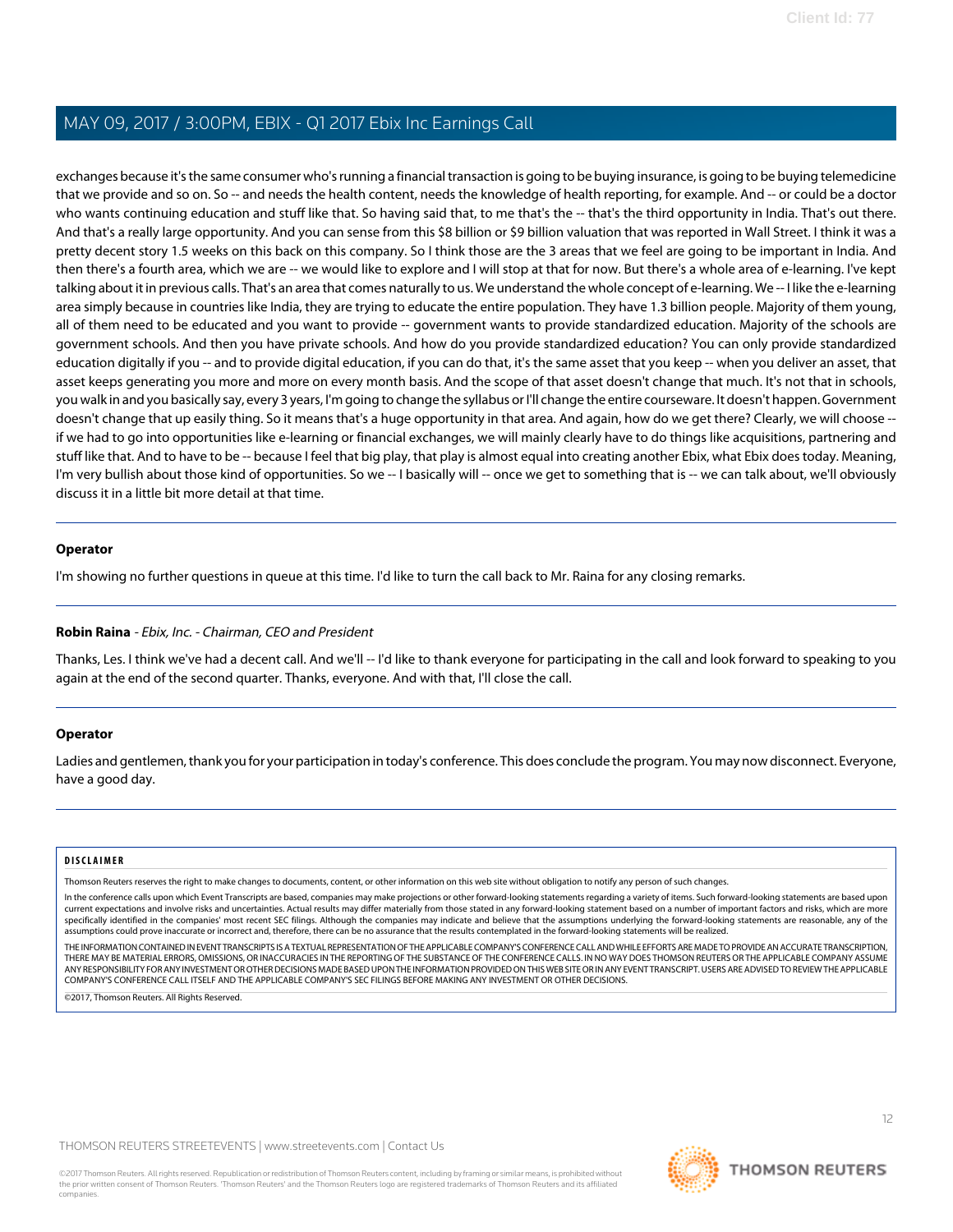exchanges because it's the same consumer who's running a financial transaction is going to be buying insurance, is going to be buying telemedicine that we provide and so on. So -- and needs the health content, needs the knowledge of health reporting, for example. And -- or could be a doctor who wants continuing education and stuff like that. So having said that, to me that's the -- that's the third opportunity in India. That's out there. And that's a really large opportunity. And you can sense from this $8 billion or $9 billion valuation that was reported in Wall Street. I think it was a pretty decent story 1.5 weeks on this back on this company. So I think those are the 3 areas that we feel are going to be important in India. And then there's a fourth area, which we are -- we would like to explore and I will stop at that for now. But there's a whole area of e-learning. I've kept talking about it in previous calls. That's an area that comes naturally to us. We understand the whole concept of e-learning. We -- I like the e-learning area simply because in countries like India, they are trying to educate the entire population. They have 1.3 billion people. Majority of them young, all of them need to be educated and you want to provide -- government wants to provide standardized education. Majority of the schools are government schools. And then you have private schools. And how do you provide standardized education? You can only provide standardized education digitally if you -- and to provide digital education, if you can do that, it's the same asset that you keep -- when you deliver an asset, that asset keeps generating you more and more on every month basis. And the scope of that asset doesn't change that much. It's not that in schools, you walk in and you basically say, every 3 years, I'm going to change the syllabus or I'll change the entire courseware. It doesn't happen. Government doesn't change that up easily thing. So it means that's a huge opportunity in that area. And again, how do we get there? Clearly, we will choose -- if we had to go into opportunities like e-learning or financial exchanges, we will mainly clearly have to do things like acquisitions, partnering and stuff like that. And to have to be -- because I feel that big play, that play is almost equal into creating another Ebix, what Ebix does today. Meaning, I'm very bullish about those kind of opportunities. So we -- I basically will -- once we get to something that is -- we can talk about, we'll obviously discuss it in a little bit more detail at that time.

---

**Operator**

I'm showing no further questions in queue at this time. I'd like to turn the call back to Mr. Raina for any closing remarks.

---

**Robin Raina** - *Ebix, Inc. - Chairman, CEO and President*

Thanks, Les. I think we've had a decent call. And we'll -- I'd like to thank everyone for participating in the call and look forward to speaking to you again at the end of the second quarter. Thanks, everyone. And with that, I'll close the call.

---

**Operator**

Ladies and gentlemen, thank you for your participation in today's conference. This does conclude the program. You may now disconnect. Everyone, have a good day.

---

**DISCLAIMER**

Thomson Reuters reserves the right to make changes to documents, content, or other information on this web site without obligation to notify any person of such changes.

In the conference calls upon which Event Transcripts are based, companies may make projections or other forward-looking statements regarding a variety of items. Such forward-looking statements are based upon current expectations and involve risks and uncertainties. Actual results may differ materially from those stated in any forward-looking statement based on a number of important factors and risks, which are more specifically identified in the companies' most recent SEC filings. Although the companies may indicate and believe that the assumptions underlying the forward-looking statements are reasonable, any of the assumptions could prove inaccurate or incorrect and, therefore, there can be no assurance that the results contemplated in the forward-looking statements will be realized.

THE INFORMATION CONTAINED IN EVENT TRANSCRIPTS IS A TEXTUAL REPRESENTATION OF THE APPLICABLE COMPANY'S CONFERENCE CALL AND WHILE EFFORTS ARE MADE TO PROVIDE AN ACCURATE TRANSCRIPTION, THERE MAY BE MATERIAL ERRORS, OMISSIONS, OR INACCURACIES IN THE REPORTING OF THE SUBSTANCE OF THE CONFERENCE CALLS. IN NO WAY DOES THOMSON REUTERS OR THE APPLICABLE COMPANY ASSUME ANY RESPONSIBILITY FOR ANY INVESTMENT OR OTHER DECISIONS MADE BASED UPON THE INFORMATION PROVIDED ON THIS WEB SITE OR IN ANY EVENT TRANSCRIPT. USERS ARE ADVISED TO REVIEW THE APPLICABLE COMPANY'S CONFERENCE CALL ITSELF AND THE APPLICABLE COMPANY'S SEC FILINGS BEFORE MAKING ANY INVESTMENT OR OTHER DECISIONS.

©2017, Thomson Reuters. All Rights Reserved.